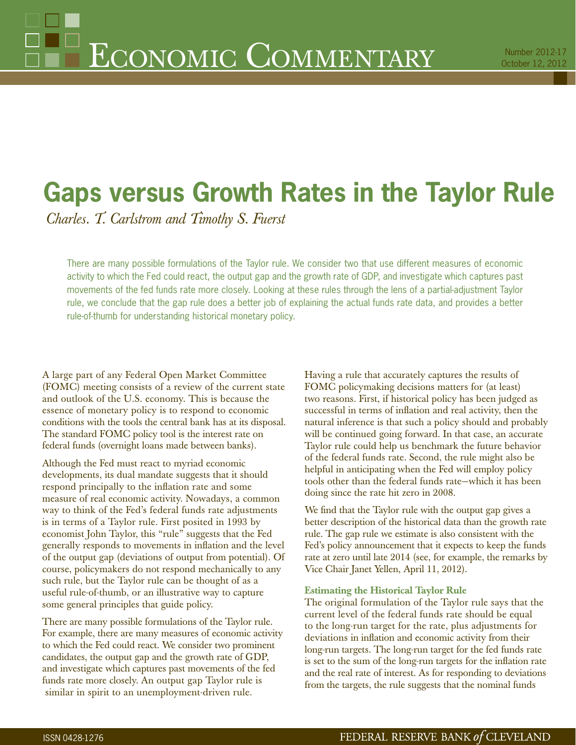# Economic Commentary

Number 2012-17
October 12, 2012

# Gaps versus Growth Rates in the Taylor Rule

*Charles. T. Carlstrom and Timothy S. Fuerst*

There are many possible formulations of the Taylor rule. We consider two that use different measures of economic activity to which the Fed could react, the output gap and the growth rate of GDP, and investigate which captures past movements of the fed funds rate more closely. Looking at these rules through the lens of a partial-adjustment Taylor rule, we conclude that the gap rule does a better job of explaining the actual funds rate data, and provides a better rule-of-thumb for understanding historical monetary policy.

A large part of any Federal Open Market Committee (FOMC) meeting consists of a review of the current state and outlook of the U.S. economy. This is because the essence of monetary policy is to respond to economic conditions with the tools the central bank has at its disposal. The standard FOMC policy tool is the interest rate on federal funds (overnight loans made between banks).

Although the Fed must react to myriad economic developments, its dual mandate suggests that it should respond principally to the inflation rate and some measure of real economic activity. Nowadays, a common way to think of the Fed's federal funds rate adjustments is in terms of a Taylor rule. First posited in 1993 by economist John Taylor, this "rule" suggests that the Fed generally responds to movements in inflation and the level of the output gap (deviations of output from potential). Of course, policymakers do not respond mechanically to any such rule, but the Taylor rule can be thought of as a useful rule-of-thumb, or an illustrative way to capture some general principles that guide policy.

There are many possible formulations of the Taylor rule. For example, there are many measures of economic activity to which the Fed could react. We consider two prominent candidates, the output gap and the growth rate of GDP, and investigate which captures past movements of the fed funds rate more closely. An output gap Taylor rule is similar in spirit to an unemployment-driven rule.

Having a rule that accurately captures the results of FOMC policymaking decisions matters for (at least) two reasons. First, if historical policy has been judged as successful in terms of inflation and real activity, then the natural inference is that such a policy should and probably will be continued going forward. In that case, an accurate Taylor rule could help us benchmark the future behavior of the federal funds rate. Second, the rule might also be helpful in anticipating when the Fed will employ policy tools other than the federal funds rate—which it has been doing since the rate hit zero in 2008.

We find that the Taylor rule with the output gap gives a better description of the historical data than the growth rate rule. The gap rule we estimate is also consistent with the Fed's policy announcement that it expects to keep the funds rate at zero until late 2014 (see, for example, the remarks by Vice Chair Janet Yellen, April 11, 2012).

### Estimating the Historical Taylor Rule

The original formulation of the Taylor rule says that the current level of the federal funds rate should be equal to the long-run target for the rate, plus adjustments for deviations in inflation and economic activity from their long-run targets. The long-run target for the fed funds rate is set to the sum of the long-run targets for the inflation rate and the real rate of interest. As for responding to deviations from the targets, the rule suggests that the nominal funds

ISSN 0428-1276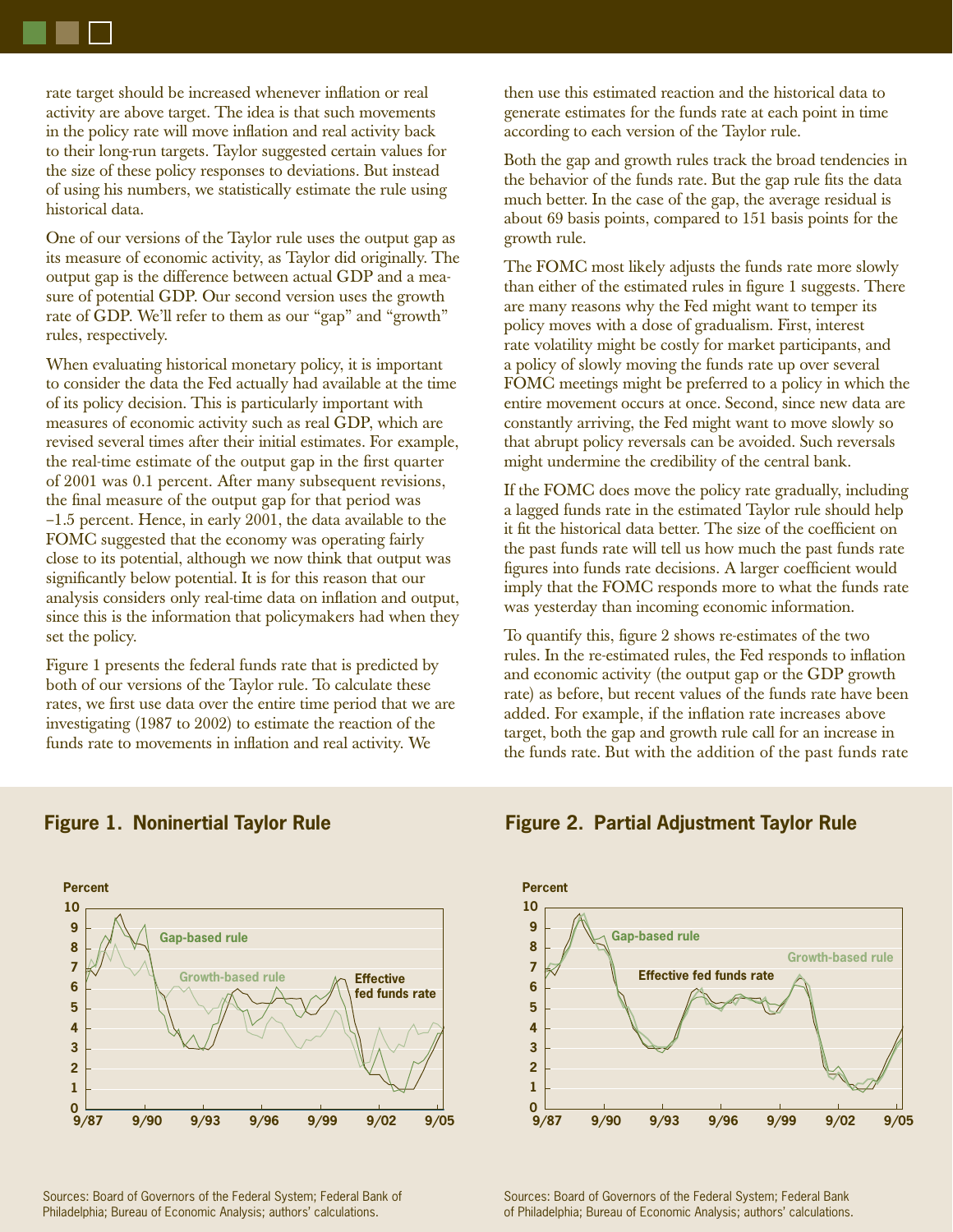rate target should be increased whenever inflation or real activity are above target. The idea is that such movements in the policy rate will move inflation and real activity back to their long-run targets. Taylor suggested certain values for the size of these policy responses to deviations. But instead of using his numbers, we statistically estimate the rule using historical data.

One of our versions of the Taylor rule uses the output gap as its measure of economic activity, as Taylor did originally. The output gap is the difference between actual GDP and a measure of potential GDP. Our second version uses the growth rate of GDP. We'll refer to them as our "gap" and "growth" rules, respectively.

When evaluating historical monetary policy, it is important to consider the data the Fed actually had available at the time of its policy decision. This is particularly important with measures of economic activity such as real GDP, which are revised several times after their initial estimates. For example, the real-time estimate of the output gap in the first quarter of 2001 was 0.1 percent. After many subsequent revisions, the final measure of the output gap for that period was −1.5 percent. Hence, in early 2001, the data available to the FOMC suggested that the economy was operating fairly close to its potential, although we now think that output was significantly below potential. It is for this reason that our analysis considers only real-time data on inflation and output, since this is the information that policymakers had when they set the policy.

Figure 1 presents the federal funds rate that is predicted by both of our versions of the Taylor rule. To calculate these rates, we first use data over the entire time period that we are investigating (1987 to 2002) to estimate the reaction of the funds rate to movements in inflation and real activity. We then use this estimated reaction and the historical data to generate estimates for the funds rate at each point in time according to each version of the Taylor rule.

Both the gap and growth rules track the broad tendencies in the behavior of the funds rate. But the gap rule fits the data much better. In the case of the gap, the average residual is about 69 basis points, compared to 151 basis points for the growth rule.

The FOMC most likely adjusts the funds rate more slowly than either of the estimated rules in figure 1 suggests. There are many reasons why the Fed might want to temper its policy moves with a dose of gradualism. First, interest rate volatility might be costly for market participants, and a policy of slowly moving the funds rate up over several FOMC meetings might be preferred to a policy in which the entire movement occurs at once. Second, since new data are constantly arriving, the Fed might want to move slowly so that abrupt policy reversals can be avoided. Such reversals might undermine the credibility of the central bank.

If the FOMC does move the policy rate gradually, including a lagged funds rate in the estimated Taylor rule should help it fit the historical data better. The size of the coefficient on the past funds rate will tell us how much the past funds rate figures into funds rate decisions. A larger coefficient would imply that the FOMC responds more to what the funds rate was yesterday than incoming economic information.

To quantify this, figure 2 shows re-estimates of the two rules. In the re-estimated rules, the Fed responds to inflation and economic activity (the output gap or the GDP growth rate) as before, but recent values of the funds rate have been added. For example, if the inflation rate increases above target, both the gap and growth rule call for an increase in the funds rate. But with the addition of the past funds rate

**Figure 1. Noninertial Taylor Rule**

Sources: Board of Governors of the Federal System; Federal Bank of Philadelphia; Bureau of Economic Analysis; authors' calculations.

**Figure 2. Partial Adjustment Taylor Rule**

Sources: Board of Governors of the Federal System; Federal Bank of Philadelphia; Bureau of Economic Analysis; authors' calculations.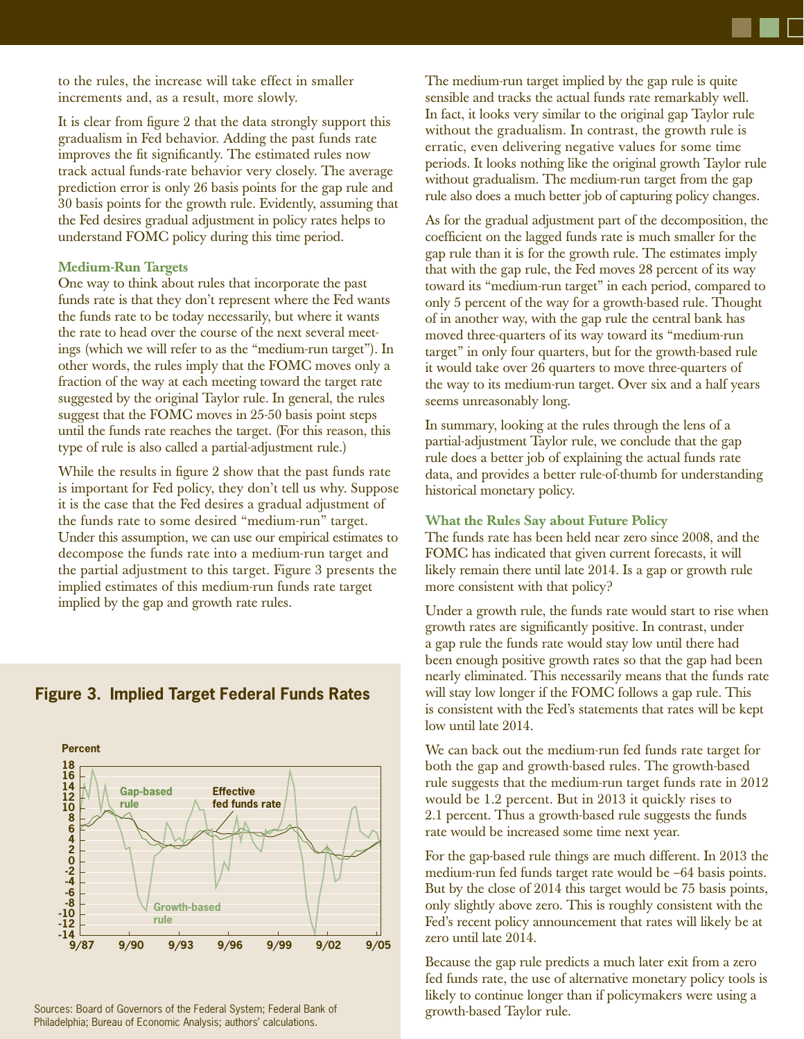to the rules, the increase will take effect in smaller increments and, as a result, more slowly.

It is clear from figure 2 that the data strongly support this gradualism in Fed behavior. Adding the past funds rate improves the fit significantly. The estimated rules now track actual funds-rate behavior very closely. The average prediction error is only 26 basis points for the gap rule and 30 basis points for the growth rule. Evidently, assuming that the Fed desires gradual adjustment in policy rates helps to understand FOMC policy during this time period.

### Medium-Run Targets

One way to think about rules that incorporate the past funds rate is that they don't represent where the Fed wants the funds rate to be today necessarily, but where it wants the rate to head over the course of the next several meetings (which we will refer to as the "medium-run target"). In other words, the rules imply that the FOMC moves only a fraction of the way at each meeting toward the target rate suggested by the original Taylor rule. In general, the rules suggest that the FOMC moves in 25-50 basis point steps until the funds rate reaches the target. (For this reason, this type of rule is also called a partial-adjustment rule.)

While the results in figure 2 show that the past funds rate is important for Fed policy, they don't tell us why. Suppose it is the case that the Fed desires a gradual adjustment of the funds rate to some desired "medium-run" target. Under this assumption, we can use our empirical estimates to decompose the funds rate into a medium-run target and the partial adjustment to this target. Figure 3 presents the implied estimates of this medium-run funds rate target implied by the gap and growth rate rules.

**Figure 3. Implied Target Federal Funds Rates**

Sources: Board of Governors of the Federal System; Federal Bank of Philadelphia; Bureau of Economic Analysis; authors' calculations.

The medium-run target implied by the gap rule is quite sensible and tracks the actual funds rate remarkably well. In fact, it looks very similar to the original gap Taylor rule without the gradualism. In contrast, the growth rule is erratic, even delivering negative values for some time periods. It looks nothing like the original growth Taylor rule without gradualism. The medium-run target from the gap rule also does a much better job of capturing policy changes.

As for the gradual adjustment part of the decomposition, the coefficient on the lagged funds rate is much smaller for the gap rule than it is for the growth rule. The estimates imply that with the gap rule, the Fed moves 28 percent of its way toward its "medium-run target" in each period, compared to only 5 percent of the way for a growth-based rule. Thought of in another way, with the gap rule the central bank has moved three-quarters of its way toward its "medium-run target" in only four quarters, but for the growth-based rule it would take over 26 quarters to move three-quarters of the way to its medium-run target. Over six and a half years seems unreasonably long.

In summary, looking at the rules through the lens of a partial-adjustment Taylor rule, we conclude that the gap rule does a better job of explaining the actual funds rate data, and provides a better rule-of-thumb for understanding historical monetary policy.

### What the Rules Say about Future Policy

The funds rate has been held near zero since 2008, and the FOMC has indicated that given current forecasts, it will likely remain there until late 2014. Is a gap or growth rule more consistent with that policy?

Under a growth rule, the funds rate would start to rise when growth rates are significantly positive. In contrast, under a gap rule the funds rate would stay low until there had been enough positive growth rates so that the gap had been nearly eliminated. This necessarily means that the funds rate will stay low longer if the FOMC follows a gap rule. This is consistent with the Fed's statements that rates will be kept low until late 2014.

We can back out the medium-run fed funds rate target for both the gap and growth-based rules. The growth-based rule suggests that the medium-run target funds rate in 2012 would be 1.2 percent. But in 2013 it quickly rises to 2.1 percent. Thus a growth-based rule suggests the funds rate would be increased some time next year.

For the gap-based rule things are much different. In 2013 the medium-run fed funds target rate would be −64 basis points. But by the close of 2014 this target would be 75 basis points, only slightly above zero. This is roughly consistent with the Fed's recent policy announcement that rates will likely be at zero until late 2014.

Because the gap rule predicts a much later exit from a zero fed funds rate, the use of alternative monetary policy tools is likely to continue longer than if policymakers were using a growth-based Taylor rule.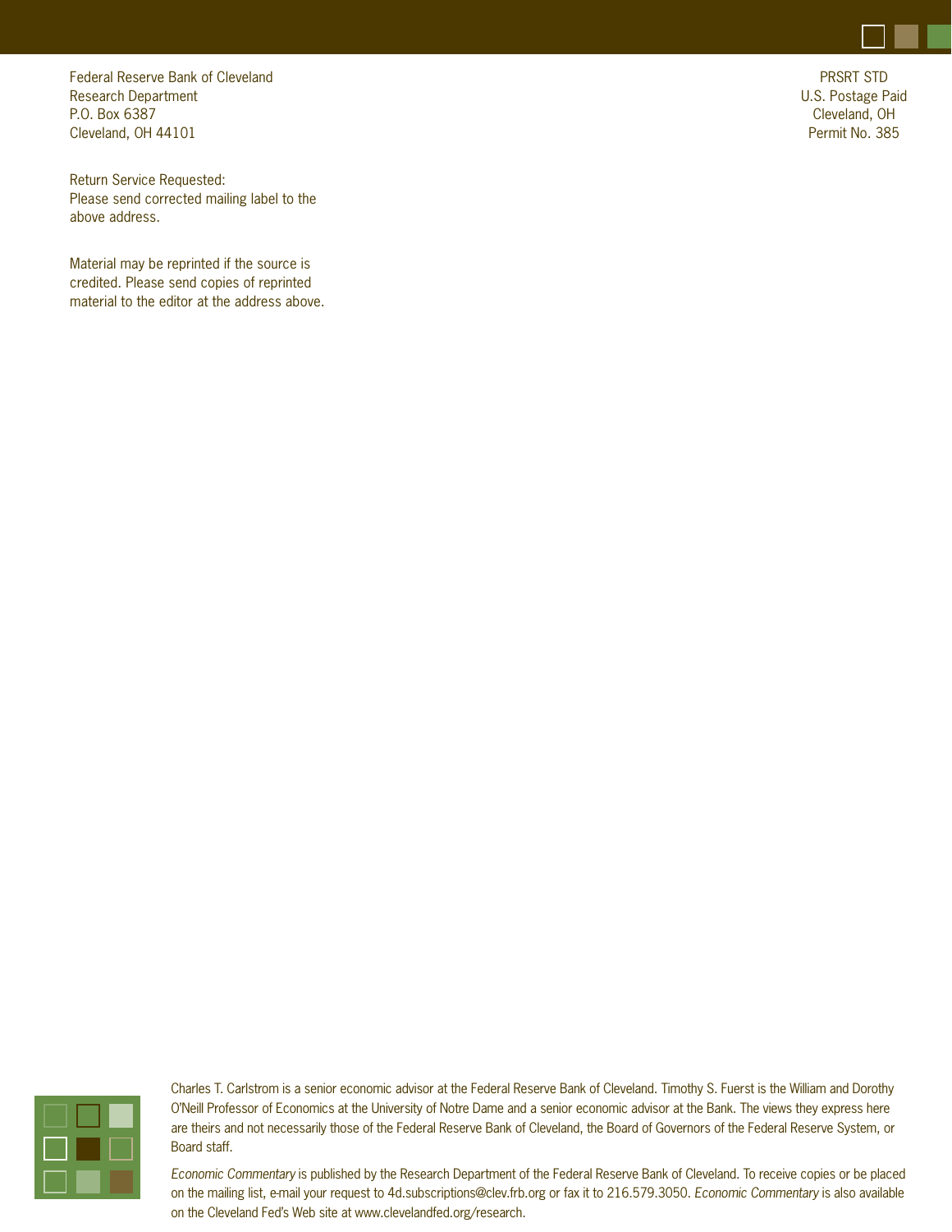Federal Reserve Bank of Cleveland
Research Department
P.O. Box 6387
Cleveland, OH 44101

PRSRT STD
U.S. Postage Paid
Cleveland, OH
Permit No. 385

Return Service Requested:
Please send corrected mailing label to the above address.

Material may be reprinted if the source is credited. Please send copies of reprinted material to the editor at the address above.

Charles T. Carlstrom is a senior economic advisor at the Federal Reserve Bank of Cleveland. Timothy S. Fuerst is the William and Dorothy O'Neill Professor of Economics at the University of Notre Dame and a senior economic advisor at the Bank. The views they express here are theirs and not necessarily those of the Federal Reserve Bank of Cleveland, the Board of Governors of the Federal Reserve System, or Board staff.

*Economic Commentary* is published by the Research Department of the Federal Reserve Bank of Cleveland. To receive copies or be placed on the mailing list, e-mail your request to 4d.subscriptions@clev.frb.org or fax it to 216.579.3050. *Economic Commentary* is also available on the Cleveland Fed's Web site at www.clevelandfed.org/research.